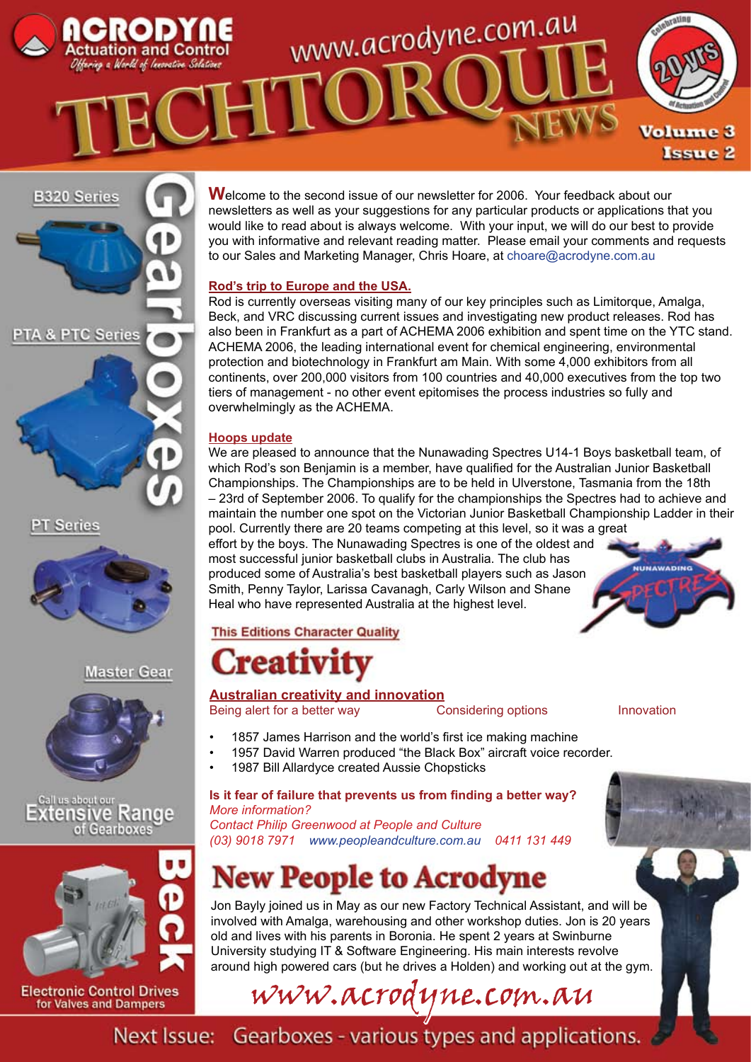# ACRODYNE Actuation and Control

*Offering a World of Innovative Solutions*

www.acrodyne.com.au

# TECHTORQUE NEWS

Celebrating 20 yrs of Actuation and Control

Volume 3 Issue 2

**Gearboxes**

B320 Series

PTA & PTC Series

PT Series

Master Gear

Call us about our Extensive Range of Gearboxes

**Beck**

Electronic Control Drives for Valves and Dampers

Welcome to the second issue of our newsletter for 2006. Your feedback about our newsletters as well as your suggestions for any particular products or applications that you would like to read about is always welcome. With your input, we will do our best to provide you with informative and relevant reading matter. Please email your comments and requests to our Sales and Marketing Manager, Chris Hoare, at choare@acrodyne.com.au

## Rod's trip to Europe and the USA.

Rod is currently overseas visiting many of our key principles such as Limitorque, Amalga, Beck, and VRC discussing current issues and investigating new product releases. Rod has also been in Frankfurt as a part of ACHEMA 2006 exhibition and spent time on the YTC stand. ACHEMA 2006, the leading international event for chemical engineering, environmental protection and biotechnology in Frankfurt am Main. With some 4,000 exhibitors from all continents, over 200,000 visitors from 100 countries and 40,000 executives from the top two tiers of management - no other event epitomises the process industries so fully and overwhelmingly as the ACHEMA.

## Hoops update

We are pleased to announce that the Nunawading Spectres U14-1 Boys basketball team, of which Rod's son Benjamin is a member, have qualified for the Australian Junior Basketball Championships. The Championships are to be held in Ulverstone, Tasmania from the 18th – 23rd of September 2006. To qualify for the championships the Spectres had to achieve and maintain the number one spot on the Victorian Junior Basketball Championship Ladder in their pool. Currently there are 20 teams competing at this level, so it was a great effort by the boys. The Nunawading Spectres is one of the oldest and most successful junior basketball clubs in Australia. The club has produced some of Australia's best basketball players such as Jason Smith, Penny Taylor, Larissa Cavanagh, Carly Wilson and Shane Heal who have represented Australia at the highest level.

## This Editions Character Quality

# Creativity

**Australian creativity and innovation**

Being alert for a better way — Considering options — Innovation

- 1857 James Harrison and the world's first ice making machine
- 1957 David Warren produced "the Black Box" aircraft voice recorder.
- 1987 Bill Allardyce created Aussie Chopsticks

**Is it fear of failure that prevents us from finding a better way?**

*More information?*
*Contact Philip Greenwood at People and Culture*
*(03) 9018 7971 www.peopleandculture.com.au 0411 131 449*

# New People to Acrodyne

Jon Bayly joined us in May as our new Factory Technical Assistant, and will be involved with Amalga, warehousing and other workshop duties. Jon is 20 years old and lives with his parents in Boronia. He spent 2 years at Swinburne University studying IT & Software Engineering. His main interests revolve around high powered cars (but he drives a Holden) and working out at the gym.

www.acrodyne.com.au

Next Issue: Gearboxes - various types and applications.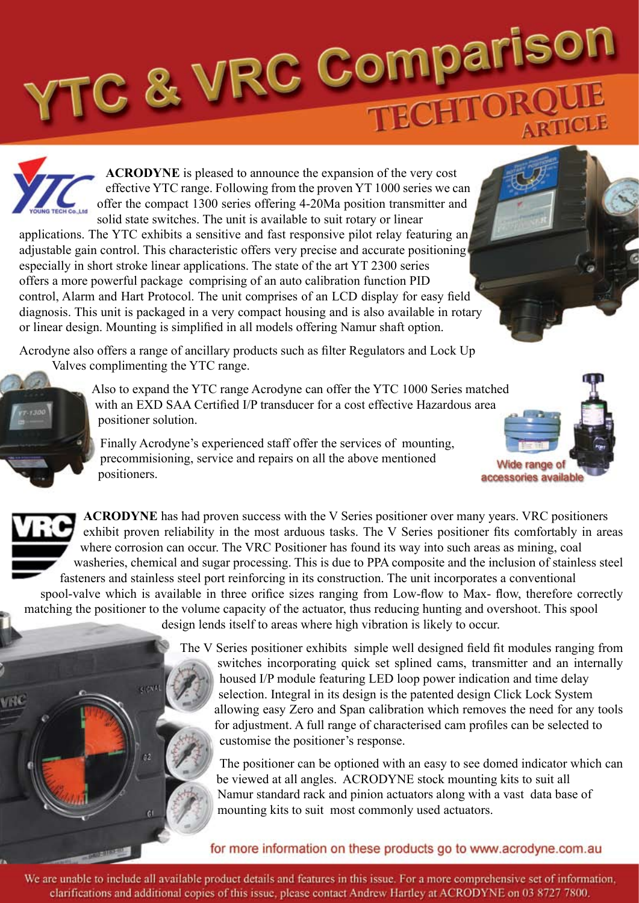# YTC & VRC Comparison

## TECHTORQUE ARTICLE

**ACRODYNE** is pleased to announce the expansion of the very cost effective YTC range. Following from the proven YT 1000 series we can offer the compact 1300 series offering 4-20Ma position transmitter and solid state switches. The unit is available to suit rotary or linear applications. The YTC exhibits a sensitive and fast responsive pilot relay featuring an adjustable gain control. This characteristic offers very precise and accurate positioning especially in short stroke linear applications. The state of the art YT 2300 series offers a more powerful package comprising of an auto calibration function PID control, Alarm and Hart Protocol. The unit comprises of an LCD display for easy field diagnosis. This unit is packaged in a very compact housing and is also available in rotary or linear design. Mounting is simplified in all models offering Namur shaft option.

Acrodyne also offers a range of ancillary products such as filter Regulators and Lock Up Valves complimenting the YTC range.

Also to expand the YTC range Acrodyne can offer the YTC 1000 Series matched with an EXD SAA Certified I/P transducer for a cost effective Hazardous area positioner solution.

Finally Acrodyne's experienced staff offer the services of mounting, precommisioning, service and repairs on all the above mentioned positioners.

Wide range of accessories available

**ACRODYNE** has had proven success with the V Series positioner over many years. VRC positioners exhibit proven reliability in the most arduous tasks. The V Series positioner fits comfortably in areas where corrosion can occur. The VRC Positioner has found its way into such areas as mining, coal washeries, chemical and sugar processing. This is due to PPA composite and the inclusion of stainless steel fasteners and stainless steel port reinforcing in its construction. The unit incorporates a conventional spool-valve which is available in three orifice sizes ranging from Low-flow to Max- flow, therefore correctly matching the positioner to the volume capacity of the actuator, thus reducing hunting and overshoot. This spool design lends itself to areas where high vibration is likely to occur.

The V Series positioner exhibits simple well designed field fit modules ranging from switches incorporating quick set splined cams, transmitter and an internally housed I/P module featuring LED loop power indication and time delay selection. Integral in its design is the patented design Click Lock System allowing easy Zero and Span calibration which removes the need for any tools for adjustment. A full range of characterised cam profiles can be selected to customise the positioner's response.

The positioner can be optioned with an easy to see domed indicator which can be viewed at all angles. ACRODYNE stock mounting kits to suit all Namur standard rack and pinion actuators along with a vast data base of mounting kits to suit most commonly used actuators.

for more information on these products go to www.acrodyne.com.au

We are unable to include all available product details and features in this issue. For a more comprehensive set of information, clarifications and additional copies of this issue, please contact Andrew Hartley at ACRODYNE on 03 8727 7800.